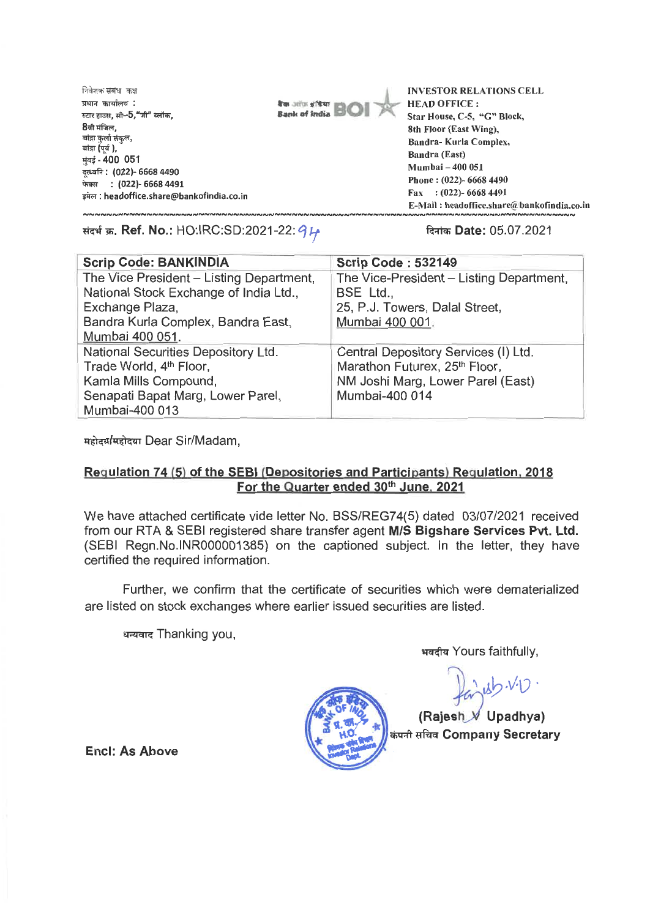निवेशक संबंध कक्ष
प्रधान कार्यालय :
स्टार हाउस, सी–5,"जी" ब्लॉक,
8वी मंजिल,
बांद्रा कुर्ला संकुल,
बांद्रा (पूर्व ),
मुंबई - 400 051
दूरध्वनि : (022)- 6668 4490
फेक्स : (022)- 6668 4491
इमेल : headoffice.share@bankofindia.co.in

बैंक ऑफ इंडिया
Bank of India BOI

**INVESTOR RELATIONS CELL**
**HEAD OFFICE :**
Star House, C-5, "G" Block,
8th Floor (East Wing),
Bandra- Kurla Complex,
Bandra (East)
Mumbai – 400 051
Phone : (022)- 6668 4490
Fax : (022)- 6668 4491
E-Mail : headoffice.share@bankofindia.co.in

संदर्भ क्र. **Ref. No.**: HO:IRC:SD:2021-22: 94

दिनांक **Date:** 05.07.2021

| **Scrip Code: BANKINDIA** | **Scrip Code : 532149** |
|---|---|
| The Vice President – Listing Department, National Stock Exchange of India Ltd., Exchange Plaza, Bandra Kurla Complex, Bandra East, Mumbai 400 051. | The Vice-President – Listing Department, BSE Ltd., 25, P.J. Towers, Dalal Street, Mumbai 400 001. |
| National Securities Depository Ltd. Trade World, 4th Floor, Kamla Mills Compound, Senapati Bapat Marg, Lower Parel, Mumbai-400 013 | Central Depository Services (I) Ltd. Marathon Futurex, 25th Floor, NM Joshi Marg, Lower Parel (East) Mumbai-400 014 |

महोदय/महोदया Dear Sir/Madam,

**Regulation 74 (5) of the SEBI (Depositories and Participants) Regulation, 2018**
**For the Quarter ended 30th June, 2021**

We have attached certificate vide letter No. BSS/REG74(5) dated 03/07/2021 received from our RTA & SEBI registered share transfer agent **M/S Bigshare Services Pvt. Ltd.** (SEBI Regn.No.INR000001385) on the captioned subject. In the letter, they have certified the required information.

Further, we confirm that the certificate of securities which were dematerialized are listed on stock exchanges where earlier issued securities are listed.

धन्यवाद Thanking you,

भवदीय Yours faithfully,

**(Rajesh V Upadhya)**
कंपनी सचिव **Company Secretary**

**Encl: As Above**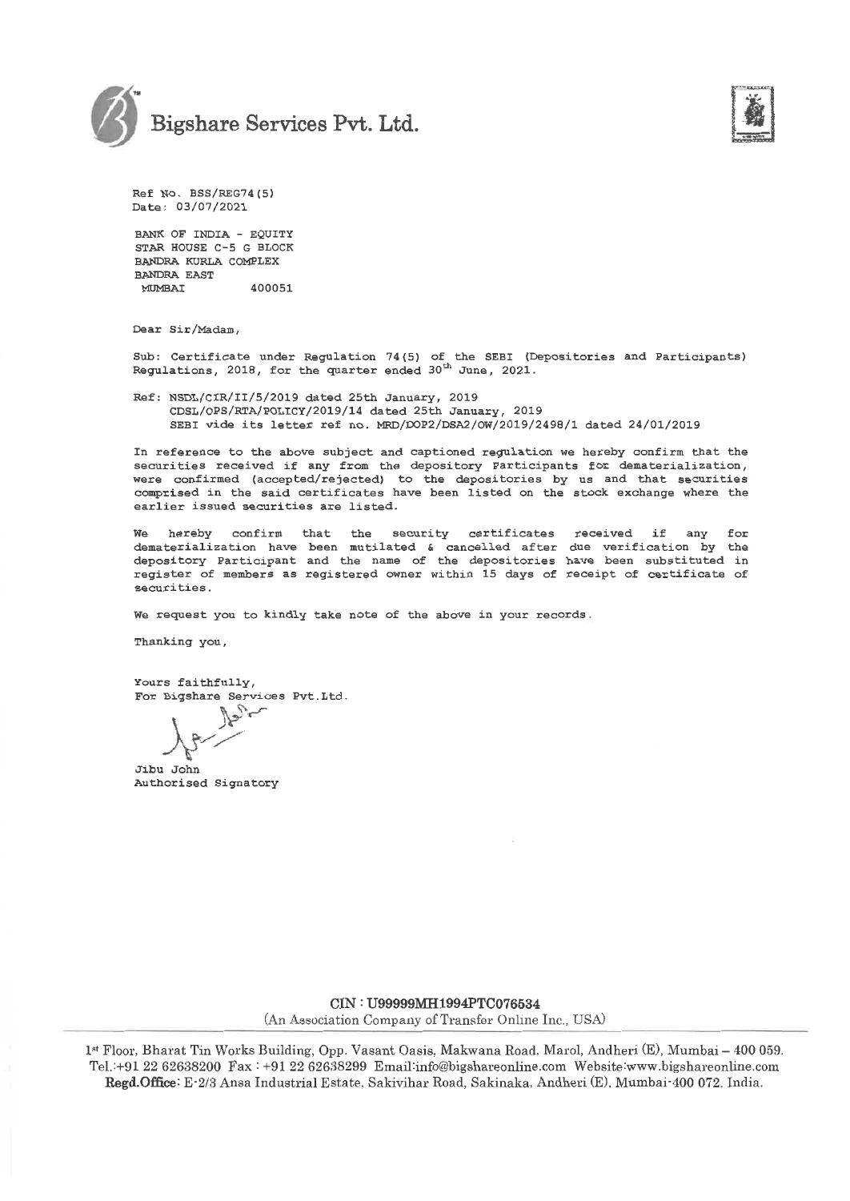# Bigshare Services Pvt. Ltd.

Ref No. BSS/REG74(5)
Date: 03/07/2021

BANK OF INDIA - EQUITY
STAR HOUSE C-5 G BLOCK
BANDRA KURLA COMPLEX
BANDRA EAST
MUMBAI 400051

Dear Sir/Madam,

Sub: Certificate under Regulation 74(5) of the SEBI (Depositories and Participants) Regulations, 2018, for the quarter ended 30th June, 2021.

Ref: NSDL/CIR/II/5/2019 dated 25th January, 2019
CDSL/OPS/RTA/POLICY/2019/14 dated 25th January, 2019
SEBI vide its letter ref no. MRD/DOP2/DSA2/OW/2019/2498/1 dated 24/01/2019

In reference to the above subject and captioned regulation we hereby confirm that the securities received if any from the depository Participants for dematerialization, were confirmed (accepted/rejected) to the depositories by us and that securities comprised in the said certificates have been listed on the stock exchange where the earlier issued securities are listed.

We hereby confirm that the security certificates received if any for dematerialization have been mutilated & cancelled after due verification by the depository Participant and the name of the depositories have been substituted in register of members as registered owner within 15 days of receipt of certificate of securities.

We request you to kindly take note of the above in your records.

Thanking you,

Yours faithfully,
For Bigshare Services Pvt.Ltd.

Jibu John
Authorised Signatory

CIN : U99999MH1994PTC076534
(An Association Company of Transfer Online Inc., USA)

1st Floor, Bharat Tin Works Building, Opp. Vasant Oasis, Makwana Road, Marol, Andheri (E), Mumbai – 400 059.
Tel.:+91 22 62638200 Fax : +91 22 62638299 Email:info@bigshareonline.com Website:www.bigshareonline.com
**Regd.Office**: E-2/3 Ansa Industrial Estate, Sakivihar Road, Sakinaka, Andheri (E), Mumbai-400 072. India.